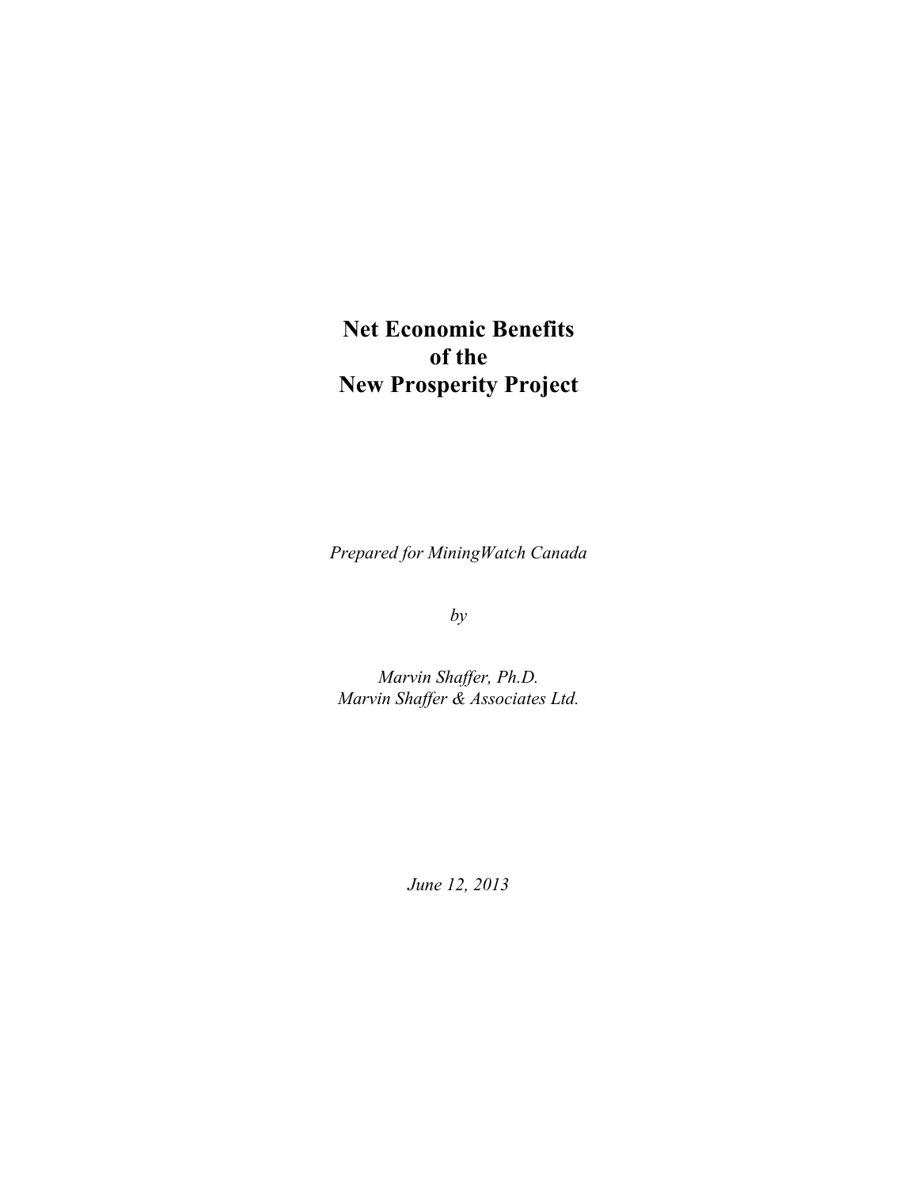# Net Economic Benefits of the New Prosperity Project

*Prepared for MiningWatch Canada*

*by*

*Marvin Shaffer, Ph.D.*
*Marvin Shaffer & Associates Ltd.*

*June 12, 2013*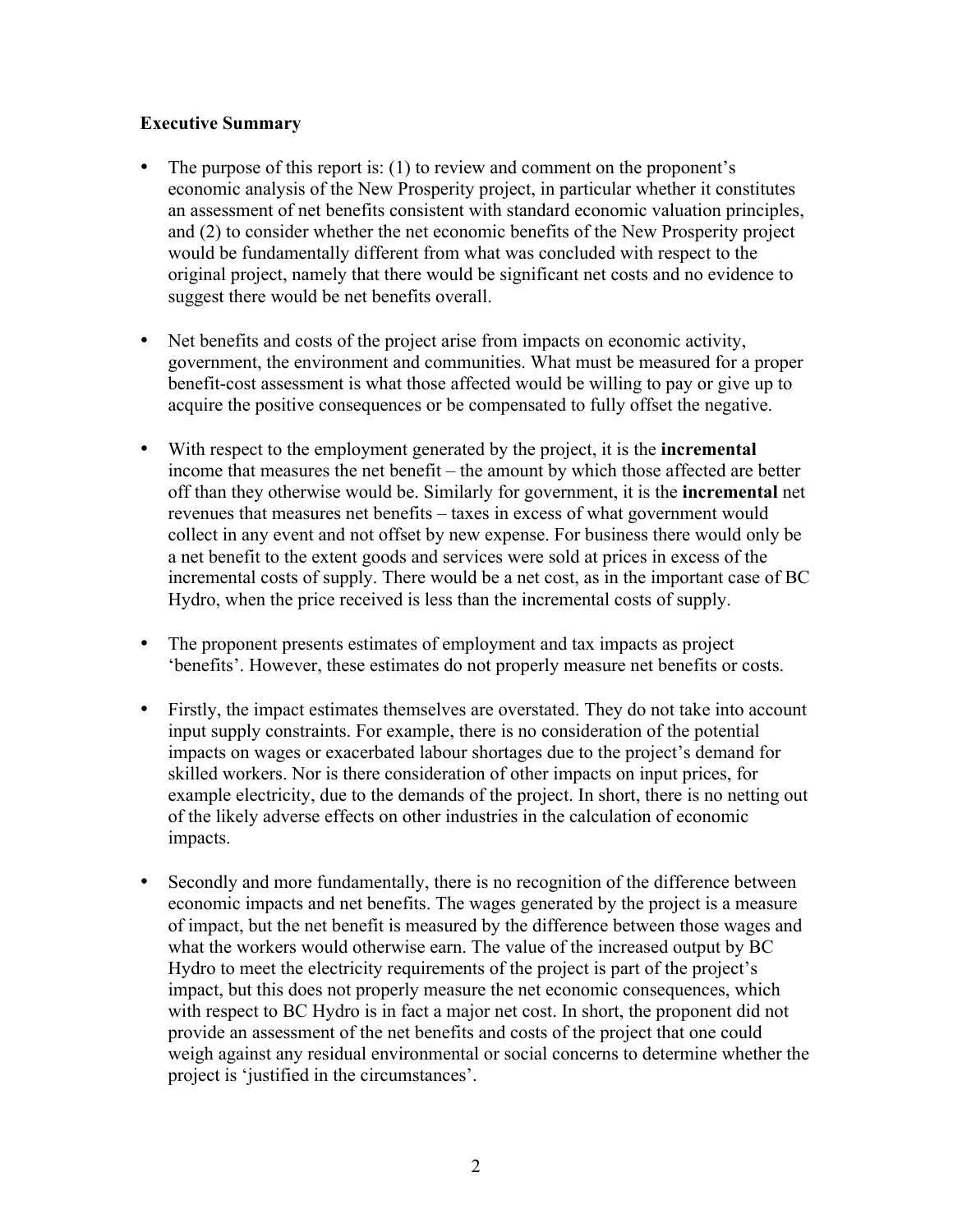**Executive Summary**

- The purpose of this report is: (1) to review and comment on the proponent's economic analysis of the New Prosperity project, in particular whether it constitutes an assessment of net benefits consistent with standard economic valuation principles, and (2) to consider whether the net economic benefits of the New Prosperity project would be fundamentally different from what was concluded with respect to the original project, namely that there would be significant net costs and no evidence to suggest there would be net benefits overall.

- Net benefits and costs of the project arise from impacts on economic activity, government, the environment and communities. What must be measured for a proper benefit-cost assessment is what those affected would be willing to pay or give up to acquire the positive consequences or be compensated to fully offset the negative.

- With respect to the employment generated by the project, it is the **incremental** income that measures the net benefit – the amount by which those affected are better off than they otherwise would be. Similarly for government, it is the **incremental** net revenues that measures net benefits – taxes in excess of what government would collect in any event and not offset by new expense. For business there would only be a net benefit to the extent goods and services were sold at prices in excess of the incremental costs of supply. There would be a net cost, as in the important case of BC Hydro, when the price received is less than the incremental costs of supply.

- The proponent presents estimates of employment and tax impacts as project 'benefits'. However, these estimates do not properly measure net benefits or costs.

- Firstly, the impact estimates themselves are overstated. They do not take into account input supply constraints. For example, there is no consideration of the potential impacts on wages or exacerbated labour shortages due to the project's demand for skilled workers. Nor is there consideration of other impacts on input prices, for example electricity, due to the demands of the project. In short, there is no netting out of the likely adverse effects on other industries in the calculation of economic impacts.

- Secondly and more fundamentally, there is no recognition of the difference between economic impacts and net benefits. The wages generated by the project is a measure of impact, but the net benefit is measured by the difference between those wages and what the workers would otherwise earn. The value of the increased output by BC Hydro to meet the electricity requirements of the project is part of the project's impact, but this does not properly measure the net economic consequences, which with respect to BC Hydro is in fact a major net cost. In short, the proponent did not provide an assessment of the net benefits and costs of the project that one could weigh against any residual environmental or social concerns to determine whether the project is 'justified in the circumstances'.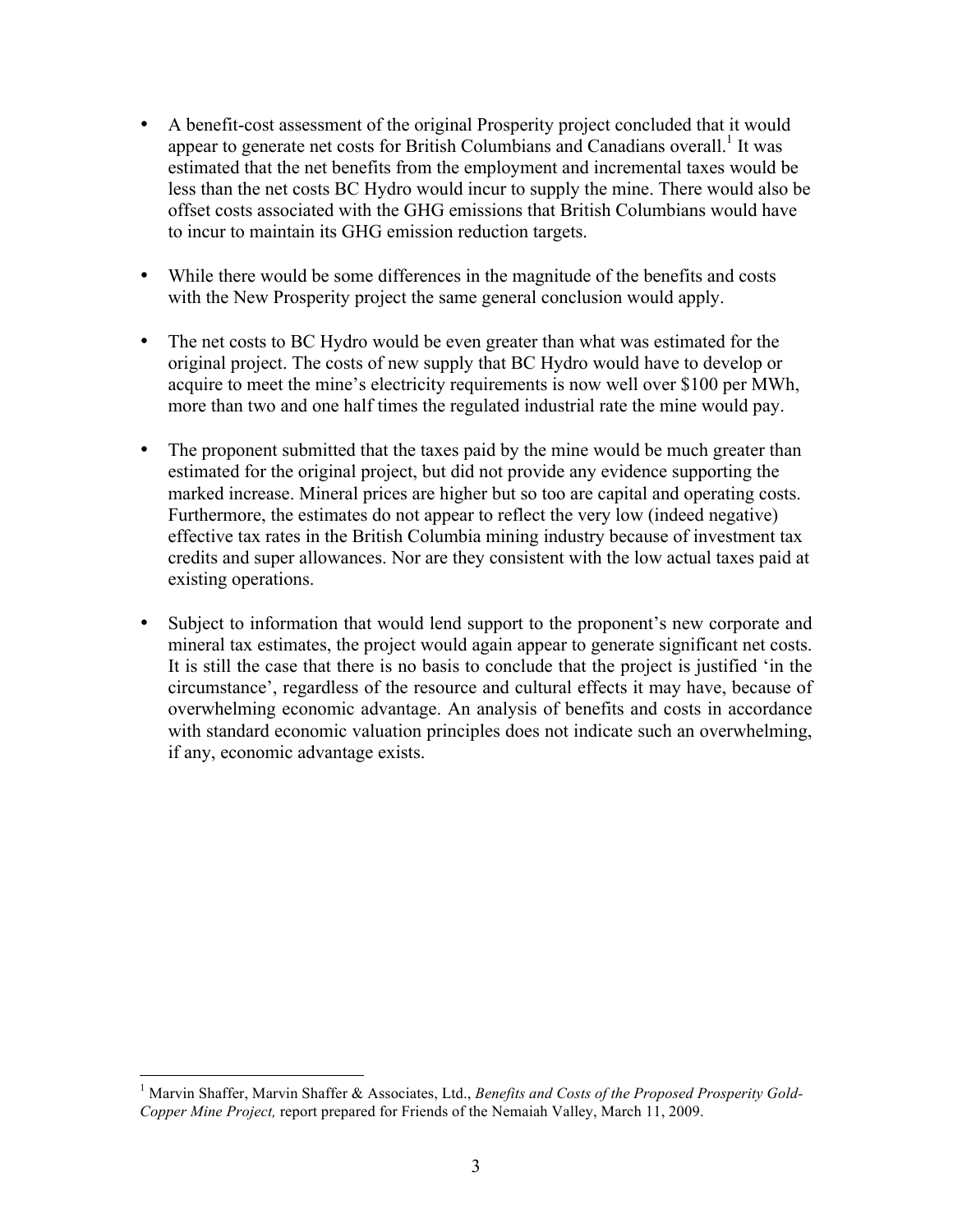- A benefit-cost assessment of the original Prosperity project concluded that it would appear to generate net costs for British Columbians and Canadians overall.[1] It was estimated that the net benefits from the employment and incremental taxes would be less than the net costs BC Hydro would incur to supply the mine. There would also be offset costs associated with the GHG emissions that British Columbians would have to incur to maintain its GHG emission reduction targets.

- While there would be some differences in the magnitude of the benefits and costs with the New Prosperity project the same general conclusion would apply.

- The net costs to BC Hydro would be even greater than what was estimated for the original project. The costs of new supply that BC Hydro would have to develop or acquire to meet the mine's electricity requirements is now well over $100 per MWh, more than two and one half times the regulated industrial rate the mine would pay.

- The proponent submitted that the taxes paid by the mine would be much greater than estimated for the original project, but did not provide any evidence supporting the marked increase. Mineral prices are higher but so too are capital and operating costs. Furthermore, the estimates do not appear to reflect the very low (indeed negative) effective tax rates in the British Columbia mining industry because of investment tax credits and super allowances. Nor are they consistent with the low actual taxes paid at existing operations.

- Subject to information that would lend support to the proponent's new corporate and mineral tax estimates, the project would again appear to generate significant net costs. It is still the case that there is no basis to conclude that the project is justified 'in the circumstance', regardless of the resource and cultural effects it may have, because of overwhelming economic advantage. An analysis of benefits and costs in accordance with standard economic valuation principles does not indicate such an overwhelming, if any, economic advantage exists.

---

[1] Marvin Shaffer, Marvin Shaffer & Associates, Ltd., *Benefits and Costs of the Proposed Prosperity Gold-Copper Mine Project,* report prepared for Friends of the Nemaiah Valley, March 11, 2009.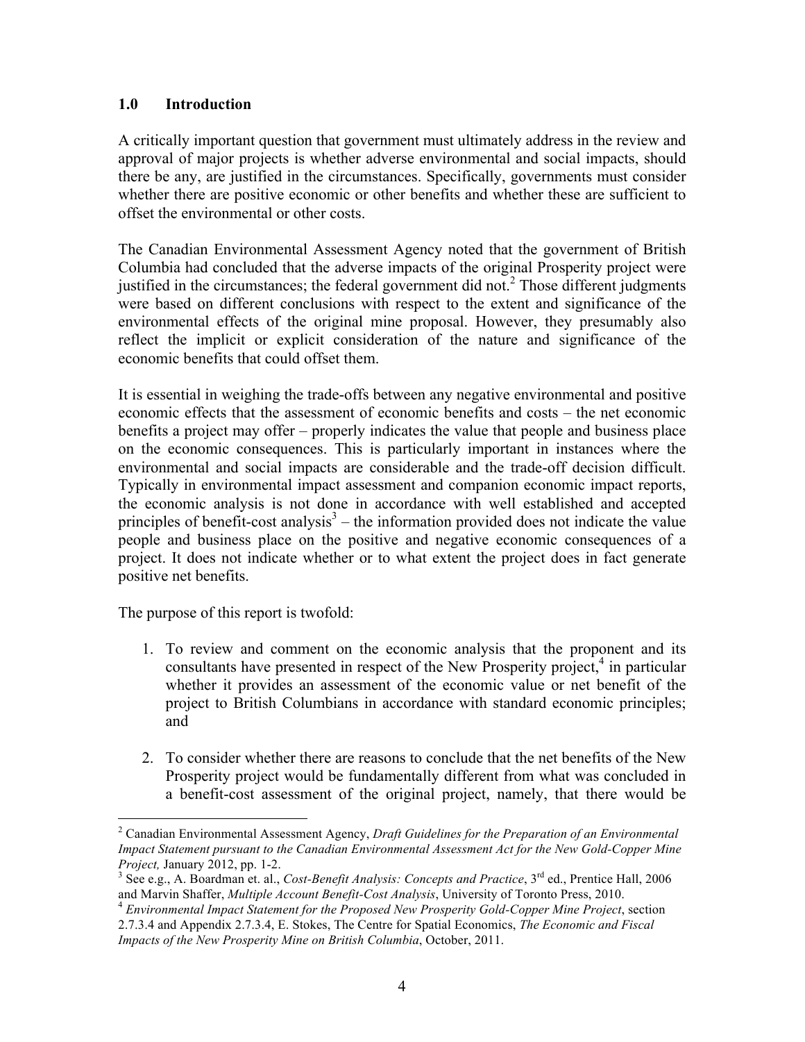## 1.0 Introduction

A critically important question that government must ultimately address in the review and approval of major projects is whether adverse environmental and social impacts, should there be any, are justified in the circumstances. Specifically, governments must consider whether there are positive economic or other benefits and whether these are sufficient to offset the environmental or other costs.

The Canadian Environmental Assessment Agency noted that the government of British Columbia had concluded that the adverse impacts of the original Prosperity project were justified in the circumstances; the federal government did not.[2] Those different judgments were based on different conclusions with respect to the extent and significance of the environmental effects of the original mine proposal. However, they presumably also reflect the implicit or explicit consideration of the nature and significance of the economic benefits that could offset them.

It is essential in weighing the trade-offs between any negative environmental and positive economic effects that the assessment of economic benefits and costs – the net economic benefits a project may offer – properly indicates the value that people and business place on the economic consequences. This is particularly important in instances where the environmental and social impacts are considerable and the trade-off decision difficult. Typically in environmental impact assessment and companion economic impact reports, the economic analysis is not done in accordance with well established and accepted principles of benefit-cost analysis[3] – the information provided does not indicate the value people and business place on the positive and negative economic consequences of a project. It does not indicate whether or to what extent the project does in fact generate positive net benefits.

The purpose of this report is twofold:

1. To review and comment on the economic analysis that the proponent and its consultants have presented in respect of the New Prosperity project,[4] in particular whether it provides an assessment of the economic value or net benefit of the project to British Columbians in accordance with standard economic principles; and

2. To consider whether there are reasons to conclude that the net benefits of the New Prosperity project would be fundamentally different from what was concluded in a benefit-cost assessment of the original project, namely, that there would be

---

[2] Canadian Environmental Assessment Agency, *Draft Guidelines for the Preparation of an Environmental Impact Statement pursuant to the Canadian Environmental Assessment Act for the New Gold-Copper Mine Project,* January 2012, pp. 1-2.

[3] See e.g., A. Boardman et. al., *Cost-Benefit Analysis: Concepts and Practice*, 3rd ed., Prentice Hall, 2006 and Marvin Shaffer, *Multiple Account Benefit-Cost Analysis*, University of Toronto Press, 2010.

[4] *Environmental Impact Statement for the Proposed New Prosperity Gold-Copper Mine Project*, section 2.7.3.4 and Appendix 2.7.3.4, E. Stokes, The Centre for Spatial Economics, *The Economic and Fiscal Impacts of the New Prosperity Mine on British Columbia*, October, 2011.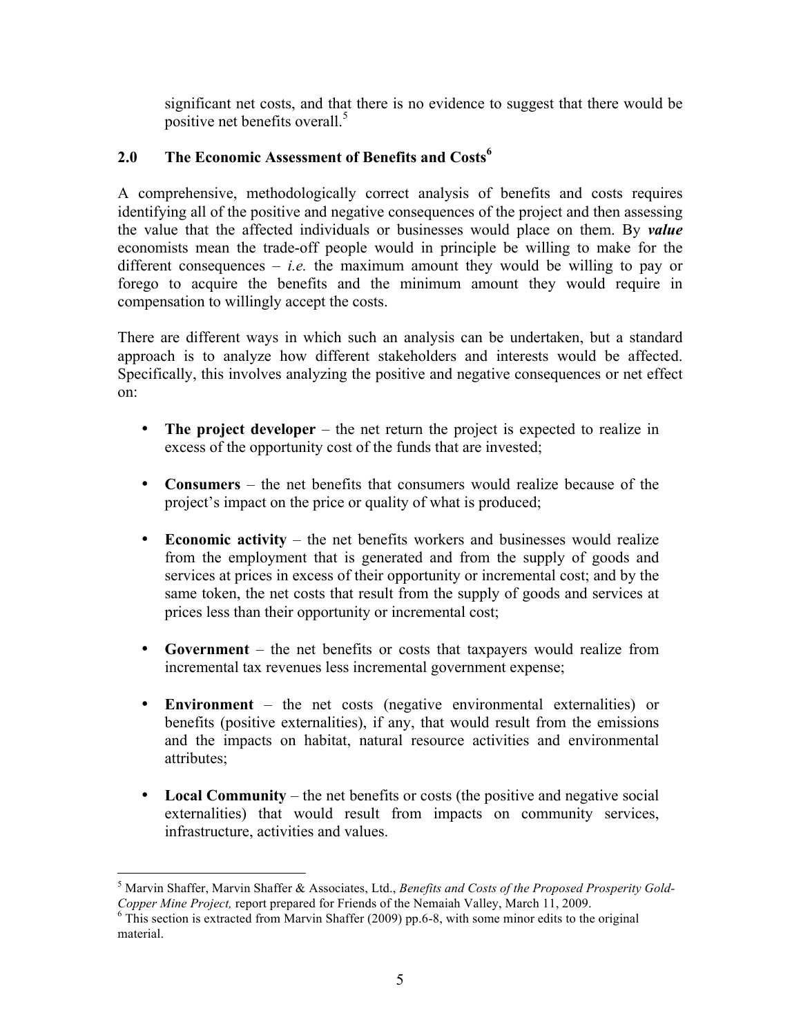significant net costs, and that there is no evidence to suggest that there would be positive net benefits overall.[5]

## 2.0 The Economic Assessment of Benefits and Costs[6]

A comprehensive, methodologically correct analysis of benefits and costs requires identifying all of the positive and negative consequences of the project and then assessing the value that the affected individuals or businesses would place on them. By ***value*** economists mean the trade-off people would in principle be willing to make for the different consequences – *i.e.* the maximum amount they would be willing to pay or forego to acquire the benefits and the minimum amount they would require in compensation to willingly accept the costs.

There are different ways in which such an analysis can be undertaken, but a standard approach is to analyze how different stakeholders and interests would be affected. Specifically, this involves analyzing the positive and negative consequences or net effect on:

- **The project developer** – the net return the project is expected to realize in excess of the opportunity cost of the funds that are invested;
- **Consumers** – the net benefits that consumers would realize because of the project's impact on the price or quality of what is produced;
- **Economic activity** – the net benefits workers and businesses would realize from the employment that is generated and from the supply of goods and services at prices in excess of their opportunity or incremental cost; and by the same token, the net costs that result from the supply of goods and services at prices less than their opportunity or incremental cost;
- **Government** – the net benefits or costs that taxpayers would realize from incremental tax revenues less incremental government expense;
- **Environment** – the net costs (negative environmental externalities) or benefits (positive externalities), if any, that would result from the emissions and the impacts on habitat, natural resource activities and environmental attributes;
- **Local Community** – the net benefits or costs (the positive and negative social externalities) that would result from impacts on community services, infrastructure, activities and values.

---

[5] Marvin Shaffer, Marvin Shaffer & Associates, Ltd., *Benefits and Costs of the Proposed Prosperity Gold-Copper Mine Project,* report prepared for Friends of the Nemaiah Valley, March 11, 2009.

[6] This section is extracted from Marvin Shaffer (2009) pp.6-8, with some minor edits to the original material.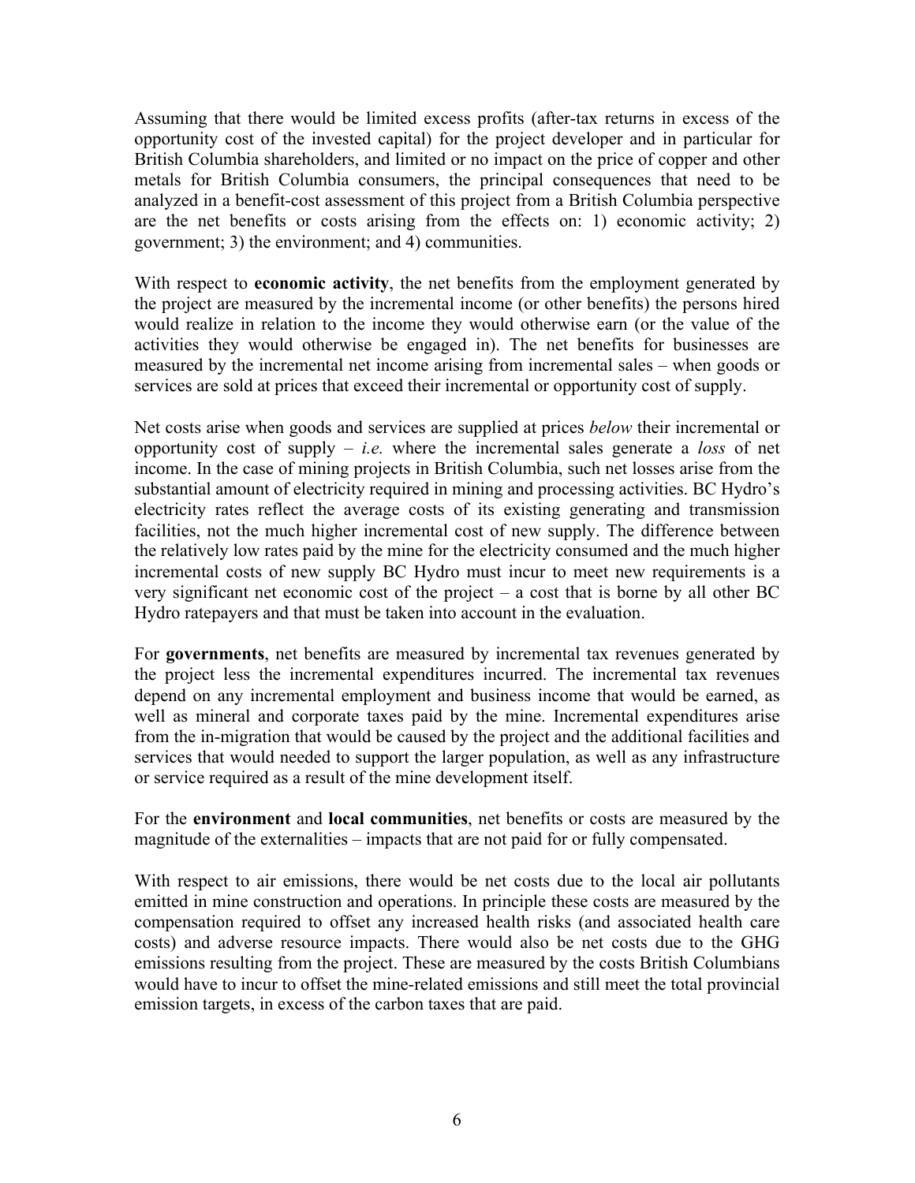Assuming that there would be limited excess profits (after-tax returns in excess of the opportunity cost of the invested capital) for the project developer and in particular for British Columbia shareholders, and limited or no impact on the price of copper and other metals for British Columbia consumers, the principal consequences that need to be analyzed in a benefit-cost assessment of this project from a British Columbia perspective are the net benefits or costs arising from the effects on: 1) economic activity; 2) government; 3) the environment; and 4) communities.

With respect to **economic activity**, the net benefits from the employment generated by the project are measured by the incremental income (or other benefits) the persons hired would realize in relation to the income they would otherwise earn (or the value of the activities they would otherwise be engaged in). The net benefits for businesses are measured by the incremental net income arising from incremental sales – when goods or services are sold at prices that exceed their incremental or opportunity cost of supply.

Net costs arise when goods and services are supplied at prices *below* their incremental or opportunity cost of supply – *i.e.* where the incremental sales generate a *loss* of net income. In the case of mining projects in British Columbia, such net losses arise from the substantial amount of electricity required in mining and processing activities. BC Hydro's electricity rates reflect the average costs of its existing generating and transmission facilities, not the much higher incremental cost of new supply. The difference between the relatively low rates paid by the mine for the electricity consumed and the much higher incremental costs of new supply BC Hydro must incur to meet new requirements is a very significant net economic cost of the project – a cost that is borne by all other BC Hydro ratepayers and that must be taken into account in the evaluation.

For **governments**, net benefits are measured by incremental tax revenues generated by the project less the incremental expenditures incurred. The incremental tax revenues depend on any incremental employment and business income that would be earned, as well as mineral and corporate taxes paid by the mine. Incremental expenditures arise from the in-migration that would be caused by the project and the additional facilities and services that would needed to support the larger population, as well as any infrastructure or service required as a result of the mine development itself.

For the **environment** and **local communities**, net benefits or costs are measured by the magnitude of the externalities – impacts that are not paid for or fully compensated.

With respect to air emissions, there would be net costs due to the local air pollutants emitted in mine construction and operations. In principle these costs are measured by the compensation required to offset any increased health risks (and associated health care costs) and adverse resource impacts. There would also be net costs due to the GHG emissions resulting from the project. These are measured by the costs British Columbians would have to incur to offset the mine-related emissions and still meet the total provincial emission targets, in excess of the carbon taxes that are paid.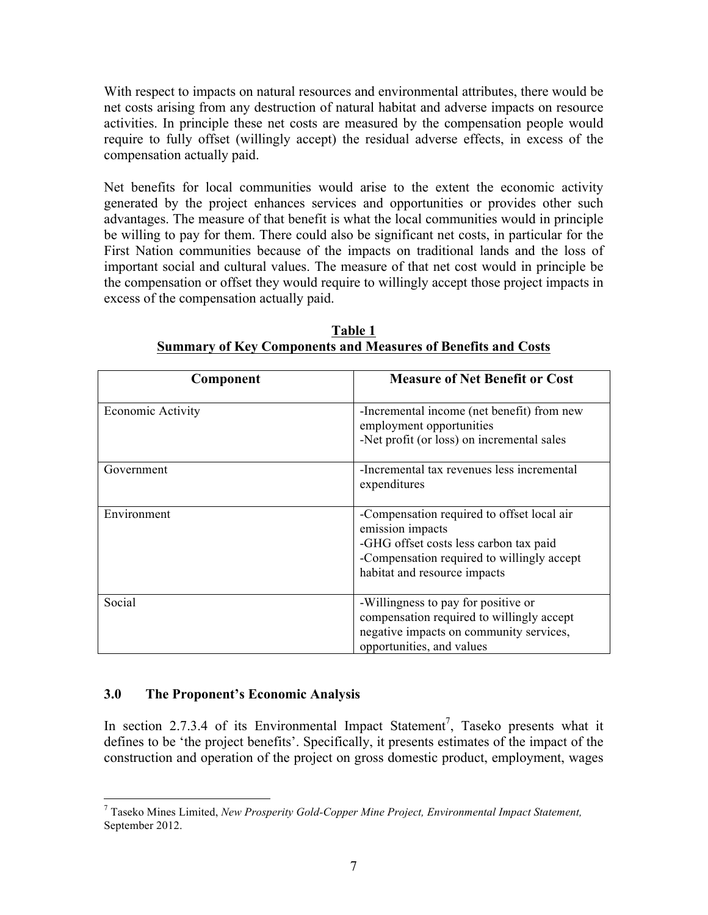With respect to impacts on natural resources and environmental attributes, there would be net costs arising from any destruction of natural habitat and adverse impacts on resource activities. In principle these net costs are measured by the compensation people would require to fully offset (willingly accept) the residual adverse effects, in excess of the compensation actually paid.

Net benefits for local communities would arise to the extent the economic activity generated by the project enhances services and opportunities or provides other such advantages. The measure of that benefit is what the local communities would in principle be willing to pay for them. There could also be significant net costs, in particular for the First Nation communities because of the impacts on traditional lands and the loss of important social and cultural values. The measure of that net cost would in principle be the compensation or offset they would require to willingly accept those project impacts in excess of the compensation actually paid.

**Table 1**
**Summary of Key Components and Measures of Benefits and Costs**

| Component | Measure of Net Benefit or Cost |
|---|---|
| Economic Activity | -Incremental income (net benefit) from new employment opportunities<br>-Net profit (or loss) on incremental sales |
| Government | -Incremental tax revenues less incremental expenditures |
| Environment | -Compensation required to offset local air emission impacts<br>-GHG offset costs less carbon tax paid<br>-Compensation required to willingly accept habitat and resource impacts |
| Social | -Willingness to pay for positive or compensation required to willingly accept negative impacts on community services, opportunities, and values |

### 3.0 The Proponent's Economic Analysis

In section 2.7.3.4 of its Environmental Impact Statement[7], Taseko presents what it defines to be 'the project benefits'. Specifically, it presents estimates of the impact of the construction and operation of the project on gross domestic product, employment, wages

[7] Taseko Mines Limited, *New Prosperity Gold-Copper Mine Project, Environmental Impact Statement,* September 2012.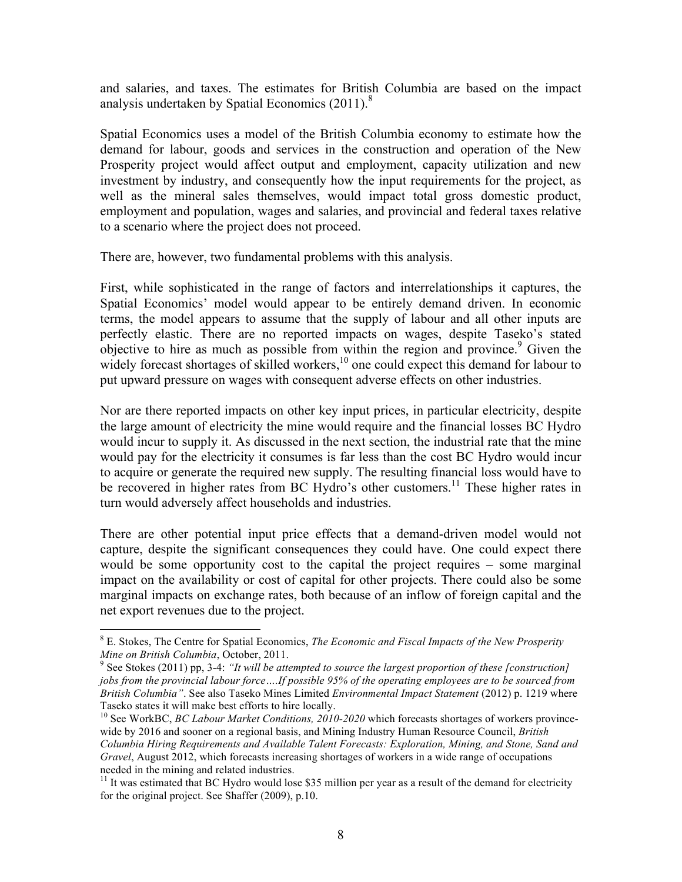and salaries, and taxes. The estimates for British Columbia are based on the impact analysis undertaken by Spatial Economics (2011).[8]

Spatial Economics uses a model of the British Columbia economy to estimate how the demand for labour, goods and services in the construction and operation of the New Prosperity project would affect output and employment, capacity utilization and new investment by industry, and consequently how the input requirements for the project, as well as the mineral sales themselves, would impact total gross domestic product, employment and population, wages and salaries, and provincial and federal taxes relative to a scenario where the project does not proceed.

There are, however, two fundamental problems with this analysis.

First, while sophisticated in the range of factors and interrelationships it captures, the Spatial Economics' model would appear to be entirely demand driven. In economic terms, the model appears to assume that the supply of labour and all other inputs are perfectly elastic. There are no reported impacts on wages, despite Taseko's stated objective to hire as much as possible from within the region and province.[9] Given the widely forecast shortages of skilled workers,[10] one could expect this demand for labour to put upward pressure on wages with consequent adverse effects on other industries.

Nor are there reported impacts on other key input prices, in particular electricity, despite the large amount of electricity the mine would require and the financial losses BC Hydro would incur to supply it. As discussed in the next section, the industrial rate that the mine would pay for the electricity it consumes is far less than the cost BC Hydro would incur to acquire or generate the required new supply. The resulting financial loss would have to be recovered in higher rates from BC Hydro's other customers.[11] These higher rates in turn would adversely affect households and industries.

There are other potential input price effects that a demand-driven model would not capture, despite the significant consequences they could have. One could expect there would be some opportunity cost to the capital the project requires – some marginal impact on the availability or cost of capital for other projects. There could also be some marginal impacts on exchange rates, both because of an inflow of foreign capital and the net export revenues due to the project.

---

[8] E. Stokes, The Centre for Spatial Economics, *The Economic and Fiscal Impacts of the New Prosperity Mine on British Columbia*, October, 2011.

[9] See Stokes (2011) pp, 3-4: *"It will be attempted to source the largest proportion of these [construction] jobs from the provincial labour force….If possible 95% of the operating employees are to be sourced from British Columbia"*. See also Taseko Mines Limited *Environmental Impact Statement* (2012) p. 1219 where Taseko states it will make best efforts to hire locally.

[10] See WorkBC, *BC Labour Market Conditions, 2010-2020* which forecasts shortages of workers province-wide by 2016 and sooner on a regional basis, and Mining Industry Human Resource Council, *British Columbia Hiring Requirements and Available Talent Forecasts: Exploration, Mining, and Stone, Sand and Gravel*, August 2012, which forecasts increasing shortages of workers in a wide range of occupations needed in the mining and related industries.

[11] It was estimated that BC Hydro would lose $35 million per year as a result of the demand for electricity for the original project. See Shaffer (2009), p.10.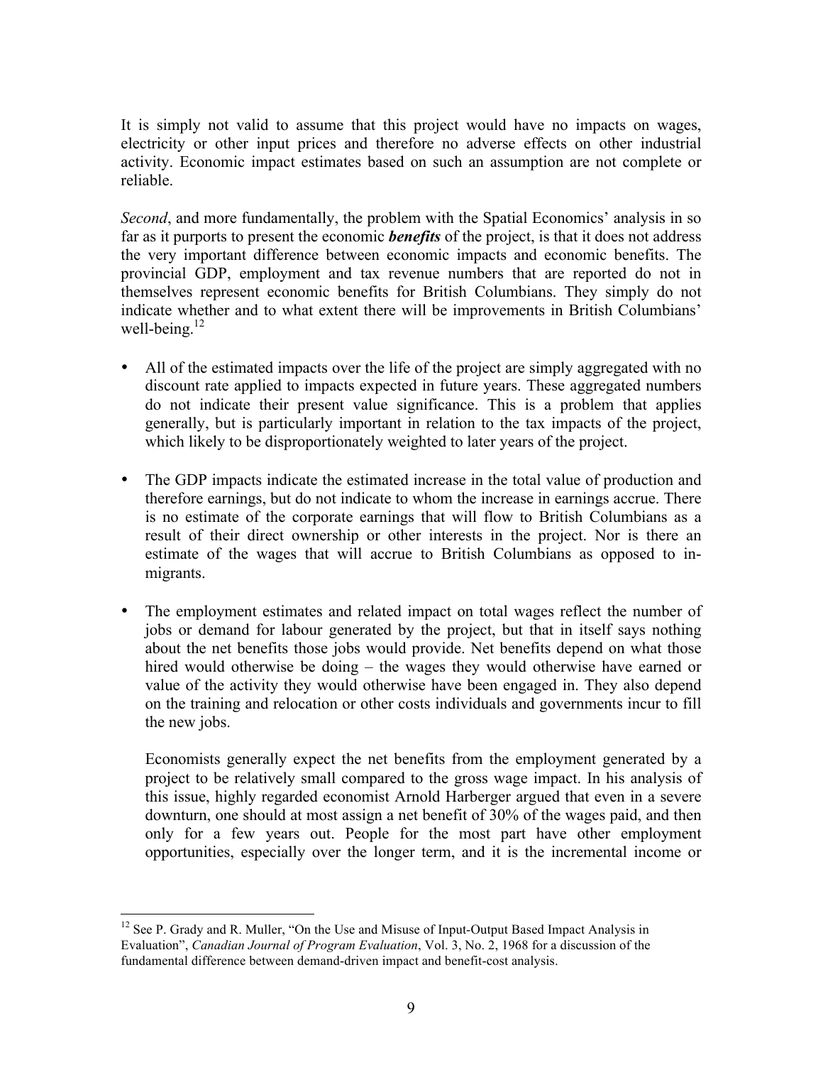It is simply not valid to assume that this project would have no impacts on wages, electricity or other input prices and therefore no adverse effects on other industrial activity. Economic impact estimates based on such an assumption are not complete or reliable.

*Second*, and more fundamentally, the problem with the Spatial Economics' analysis in so far as it purports to present the economic ***benefits*** of the project, is that it does not address the very important difference between economic impacts and economic benefits. The provincial GDP, employment and tax revenue numbers that are reported do not in themselves represent economic benefits for British Columbians. They simply do not indicate whether and to what extent there will be improvements in British Columbians' well-being.[12]

- All of the estimated impacts over the life of the project are simply aggregated with no discount rate applied to impacts expected in future years. These aggregated numbers do not indicate their present value significance. This is a problem that applies generally, but is particularly important in relation to the tax impacts of the project, which likely to be disproportionately weighted to later years of the project.

- The GDP impacts indicate the estimated increase in the total value of production and therefore earnings, but do not indicate to whom the increase in earnings accrue. There is no estimate of the corporate earnings that will flow to British Columbians as a result of their direct ownership or other interests in the project. Nor is there an estimate of the wages that will accrue to British Columbians as opposed to in-migrants.

- The employment estimates and related impact on total wages reflect the number of jobs or demand for labour generated by the project, but that in itself says nothing about the net benefits those jobs would provide. Net benefits depend on what those hired would otherwise be doing – the wages they would otherwise have earned or value of the activity they would otherwise have been engaged in. They also depend on the training and relocation or other costs individuals and governments incur to fill the new jobs.

  Economists generally expect the net benefits from the employment generated by a project to be relatively small compared to the gross wage impact. In his analysis of this issue, highly regarded economist Arnold Harberger argued that even in a severe downturn, one should at most assign a net benefit of 30% of the wages paid, and then only for a few years out. People for the most part have other employment opportunities, especially over the longer term, and it is the incremental income or

[12] See P. Grady and R. Muller, "On the Use and Misuse of Input-Output Based Impact Analysis in Evaluation", *Canadian Journal of Program Evaluation*, Vol. 3, No. 2, 1968 for a discussion of the fundamental difference between demand-driven impact and benefit-cost analysis.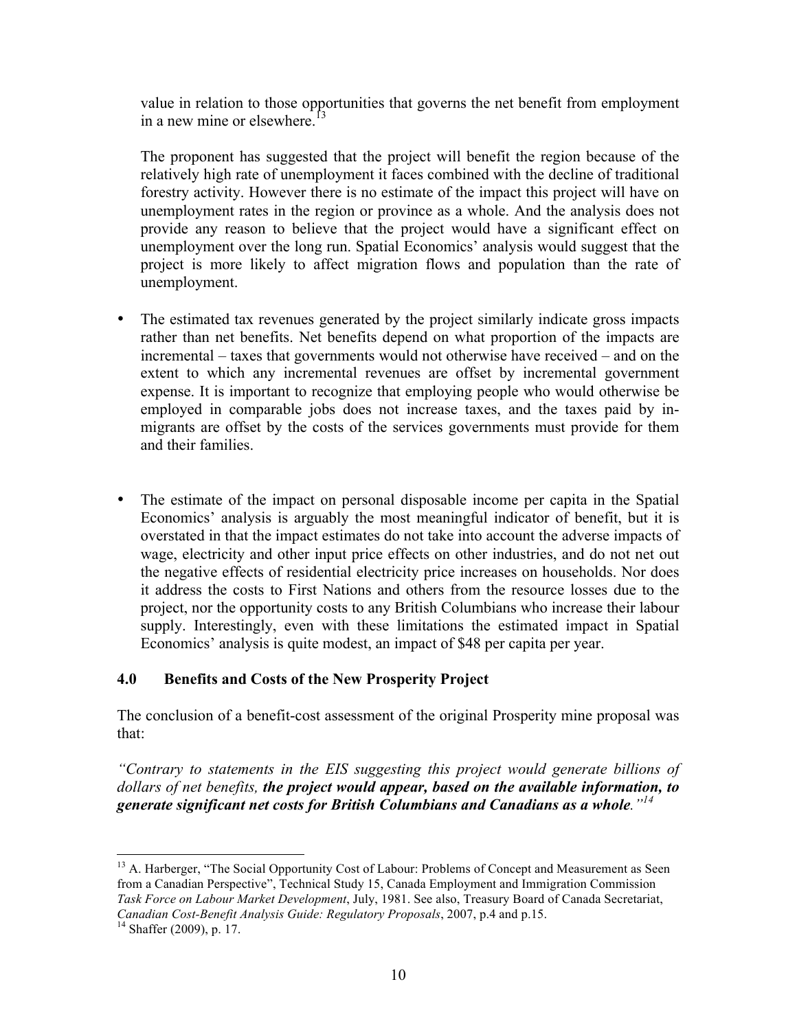value in relation to those opportunities that governs the net benefit from employment in a new mine or elsewhere.[13]

The proponent has suggested that the project will benefit the region because of the relatively high rate of unemployment it faces combined with the decline of traditional forestry activity. However there is no estimate of the impact this project will have on unemployment rates in the region or province as a whole. And the analysis does not provide any reason to believe that the project would have a significant effect on unemployment over the long run. Spatial Economics' analysis would suggest that the project is more likely to affect migration flows and population than the rate of unemployment.

- The estimated tax revenues generated by the project similarly indicate gross impacts rather than net benefits. Net benefits depend on what proportion of the impacts are incremental – taxes that governments would not otherwise have received – and on the extent to which any incremental revenues are offset by incremental government expense. It is important to recognize that employing people who would otherwise be employed in comparable jobs does not increase taxes, and the taxes paid by in-migrants are offset by the costs of the services governments must provide for them and their families.

- The estimate of the impact on personal disposable income per capita in the Spatial Economics' analysis is arguably the most meaningful indicator of benefit, but it is overstated in that the impact estimates do not take into account the adverse impacts of wage, electricity and other input price effects on other industries, and do not net out the negative effects of residential electricity price increases on households. Nor does it address the costs to First Nations and others from the resource losses due to the project, nor the opportunity costs to any British Columbians who increase their labour supply. Interestingly, even with these limitations the estimated impact in Spatial Economics' analysis is quite modest, an impact of $48 per capita per year.

## 4.0 Benefits and Costs of the New Prosperity Project

The conclusion of a benefit-cost assessment of the original Prosperity mine proposal was that:

*"Contrary to statements in the EIS suggesting this project would generate billions of dollars of net benefits,* ***the project would appear, based on the available information, to generate significant net costs for British Columbians and Canadians as a whole****."*[14]

---

[13] A. Harberger, "The Social Opportunity Cost of Labour: Problems of Concept and Measurement as Seen from a Canadian Perspective", Technical Study 15, Canada Employment and Immigration Commission *Task Force on Labour Market Development*, July, 1981. See also, Treasury Board of Canada Secretariat, *Canadian Cost-Benefit Analysis Guide: Regulatory Proposals*, 2007, p.4 and p.15.

[14] Shaffer (2009), p. 17.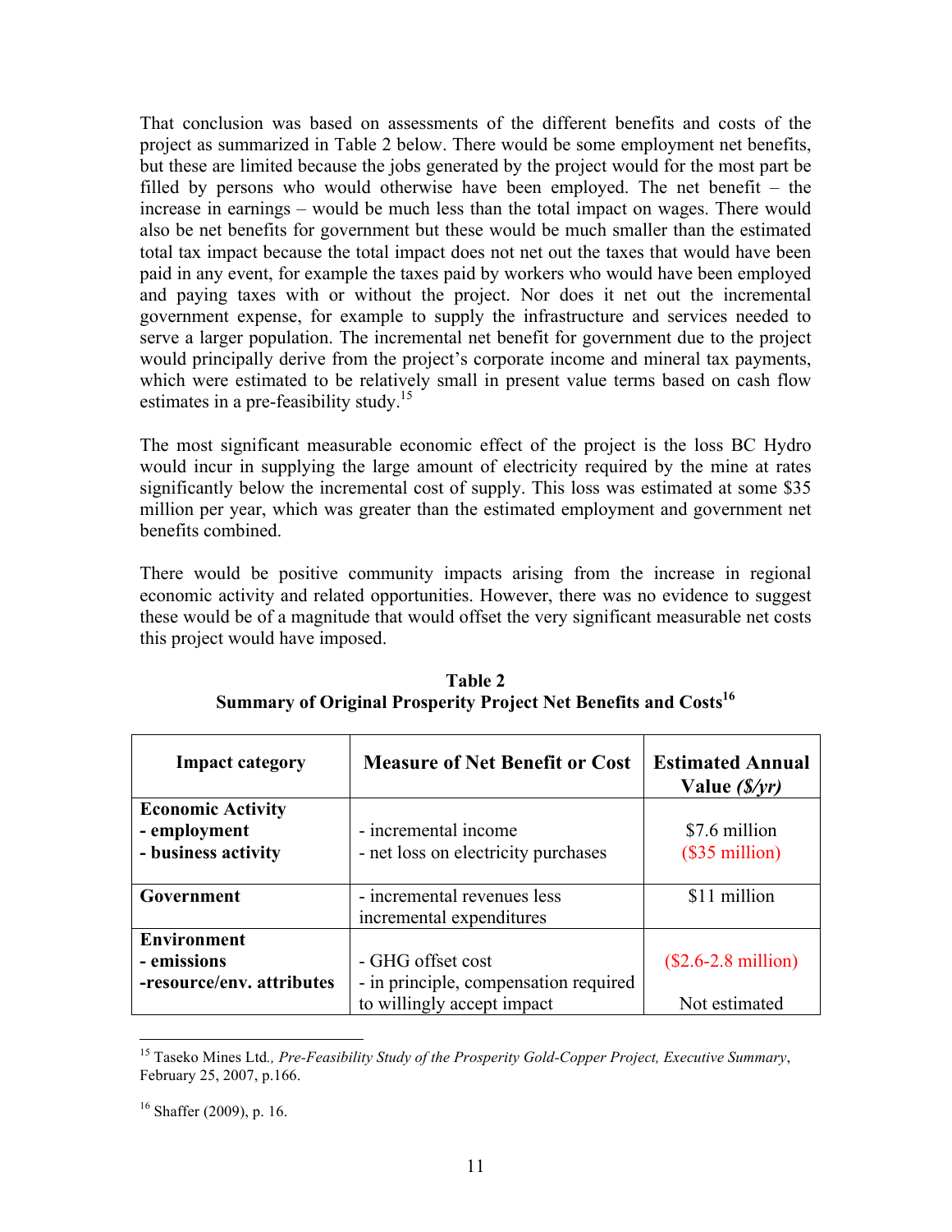That conclusion was based on assessments of the different benefits and costs of the project as summarized in Table 2 below. There would be some employment net benefits, but these are limited because the jobs generated by the project would for the most part be filled by persons who would otherwise have been employed. The net benefit – the increase in earnings – would be much less than the total impact on wages. There would also be net benefits for government but these would be much smaller than the estimated total tax impact because the total impact does not net out the taxes that would have been paid in any event, for example the taxes paid by workers who would have been employed and paying taxes with or without the project. Nor does it net out the incremental government expense, for example to supply the infrastructure and services needed to serve a larger population. The incremental net benefit for government due to the project would principally derive from the project's corporate income and mineral tax payments, which were estimated to be relatively small in present value terms based on cash flow estimates in a pre-feasibility study.[15]

The most significant measurable economic effect of the project is the loss BC Hydro would incur in supplying the large amount of electricity required by the mine at rates significantly below the incremental cost of supply. This loss was estimated at some $35 million per year, which was greater than the estimated employment and government net benefits combined.

There would be positive community impacts arising from the increase in regional economic activity and related opportunities. However, there was no evidence to suggest these would be of a magnitude that would offset the very significant measurable net costs this project would have imposed.

**Table 2**
**Summary of Original Prosperity Project Net Benefits and Costs[16]**

| Impact category | Measure of Net Benefit or Cost | Estimated Annual Value *($/yr)* |
|---|---|---|
| **Economic Activity** | | |
| **- employment** | - incremental income | $7.6 million |
| **- business activity** | - net loss on electricity purchases | ($35 million) |
| **Government** | - incremental revenues less incremental expenditures | $11 million |
| **Environment** | | |
| **- emissions** | - GHG offset cost | ($2.6-2.8 million) |
| **-resource/env. attributes** | - in principle, compensation required to willingly accept impact | Not estimated |

---

[15] Taseko Mines Ltd., *Pre-Feasibility Study of the Prosperity Gold-Copper Project, Executive Summary*, February 25, 2007, p.166.

[16] Shaffer (2009), p. 16.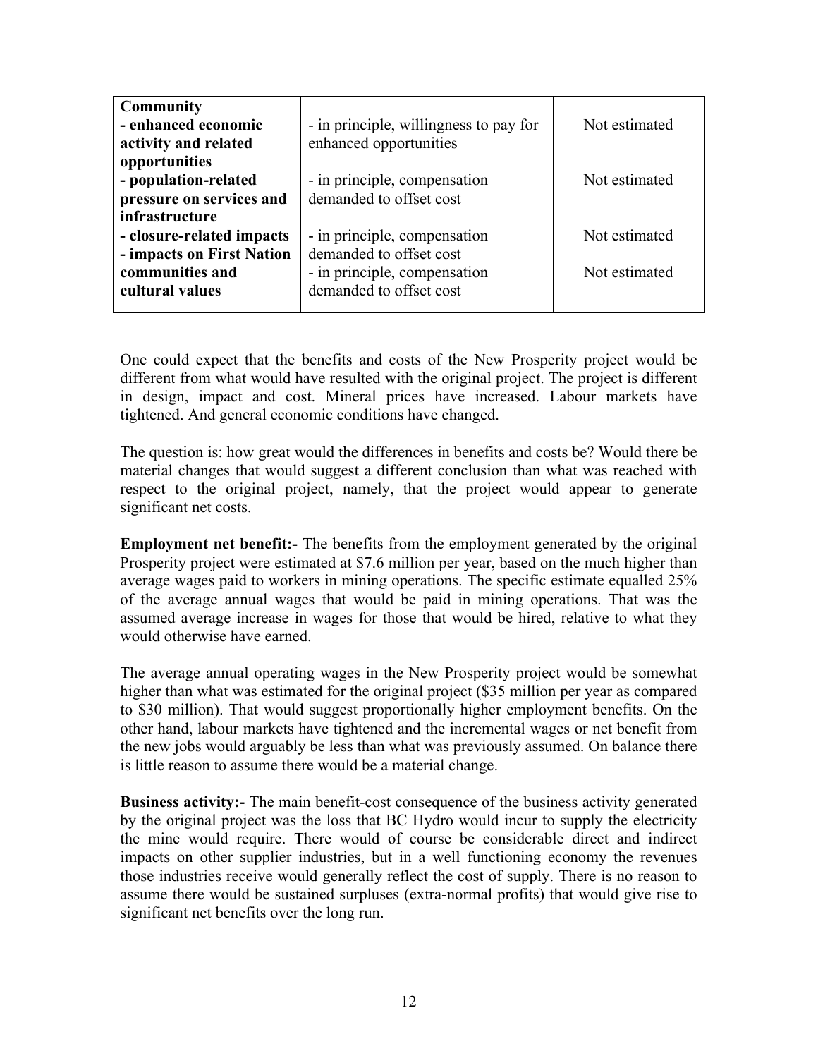| | | |
|---|---|---|
| **Community** | | |
| **- enhanced economic activity and related opportunities** | - in principle, willingness to pay for enhanced opportunities | Not estimated |
| **- population-related pressure on services and infrastructure** | - in principle, compensation demanded to offset cost | Not estimated |
| **- closure-related impacts** | - in principle, compensation demanded to offset cost | Not estimated |
| **- impacts on First Nation communities and cultural values** | - in principle, compensation demanded to offset cost | Not estimated |

One could expect that the benefits and costs of the New Prosperity project would be different from what would have resulted with the original project. The project is different in design, impact and cost. Mineral prices have increased. Labour markets have tightened. And general economic conditions have changed.

The question is: how great would the differences in benefits and costs be? Would there be material changes that would suggest a different conclusion than what was reached with respect to the original project, namely, that the project would appear to generate significant net costs.

**Employment net benefit:-** The benefits from the employment generated by the original Prosperity project were estimated at $7.6 million per year, based on the much higher than average wages paid to workers in mining operations. The specific estimate equalled 25% of the average annual wages that would be paid in mining operations. That was the assumed average increase in wages for those that would be hired, relative to what they would otherwise have earned.

The average annual operating wages in the New Prosperity project would be somewhat higher than what was estimated for the original project ($35 million per year as compared to $30 million). That would suggest proportionally higher employment benefits. On the other hand, labour markets have tightened and the incremental wages or net benefit from the new jobs would arguably be less than what was previously assumed. On balance there is little reason to assume there would be a material change.

**Business activity:-** The main benefit-cost consequence of the business activity generated by the original project was the loss that BC Hydro would incur to supply the electricity the mine would require. There would of course be considerable direct and indirect impacts on other supplier industries, but in a well functioning economy the revenues those industries receive would generally reflect the cost of supply. There is no reason to assume there would be sustained surpluses (extra-normal profits) that would give rise to significant net benefits over the long run.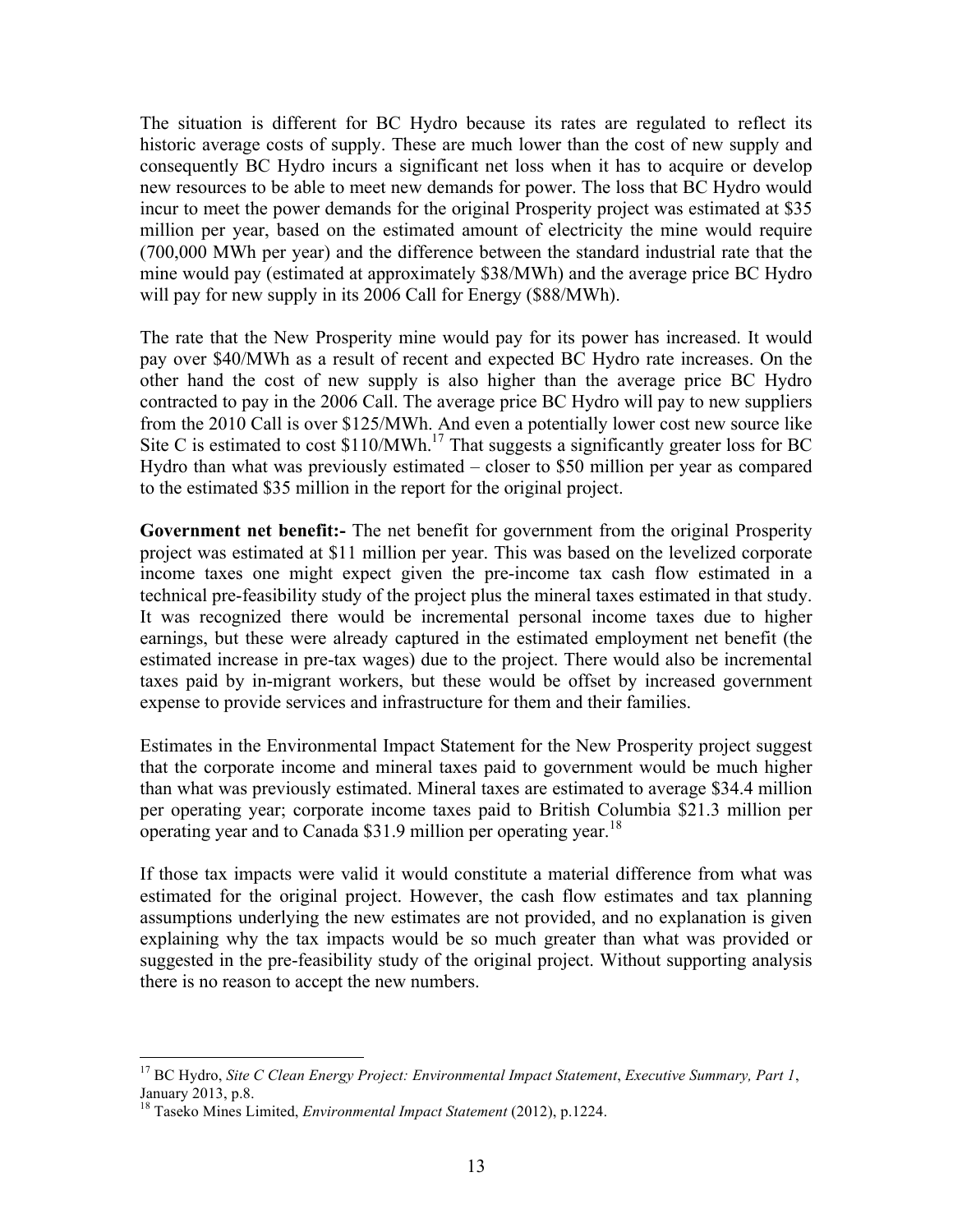The situation is different for BC Hydro because its rates are regulated to reflect its historic average costs of supply. These are much lower than the cost of new supply and consequently BC Hydro incurs a significant net loss when it has to acquire or develop new resources to be able to meet new demands for power. The loss that BC Hydro would incur to meet the power demands for the original Prosperity project was estimated at $35 million per year, based on the estimated amount of electricity the mine would require (700,000 MWh per year) and the difference between the standard industrial rate that the mine would pay (estimated at approximately $38/MWh) and the average price BC Hydro will pay for new supply in its 2006 Call for Energy ($88/MWh).

The rate that the New Prosperity mine would pay for its power has increased. It would pay over $40/MWh as a result of recent and expected BC Hydro rate increases. On the other hand the cost of new supply is also higher than the average price BC Hydro contracted to pay in the 2006 Call. The average price BC Hydro will pay to new suppliers from the 2010 Call is over $125/MWh. And even a potentially lower cost new source like Site C is estimated to cost $110/MWh.[17] That suggests a significantly greater loss for BC Hydro than what was previously estimated – closer to $50 million per year as compared to the estimated $35 million in the report for the original project.

**Government net benefit:-** The net benefit for government from the original Prosperity project was estimated at $11 million per year. This was based on the levelized corporate income taxes one might expect given the pre-income tax cash flow estimated in a technical pre-feasibility study of the project plus the mineral taxes estimated in that study. It was recognized there would be incremental personal income taxes due to higher earnings, but these were already captured in the estimated employment net benefit (the estimated increase in pre-tax wages) due to the project. There would also be incremental taxes paid by in-migrant workers, but these would be offset by increased government expense to provide services and infrastructure for them and their families.

Estimates in the Environmental Impact Statement for the New Prosperity project suggest that the corporate income and mineral taxes paid to government would be much higher than what was previously estimated. Mineral taxes are estimated to average $34.4 million per operating year; corporate income taxes paid to British Columbia $21.3 million per operating year and to Canada $31.9 million per operating year.[18]

If those tax impacts were valid it would constitute a material difference from what was estimated for the original project. However, the cash flow estimates and tax planning assumptions underlying the new estimates are not provided, and no explanation is given explaining why the tax impacts would be so much greater than what was provided or suggested in the pre-feasibility study of the original project. Without supporting analysis there is no reason to accept the new numbers.

---

[17] BC Hydro, *Site C Clean Energy Project: Environmental Impact Statement*, *Executive Summary, Part 1*, January 2013, p.8.

[18] Taseko Mines Limited, *Environmental Impact Statement* (2012), p.1224.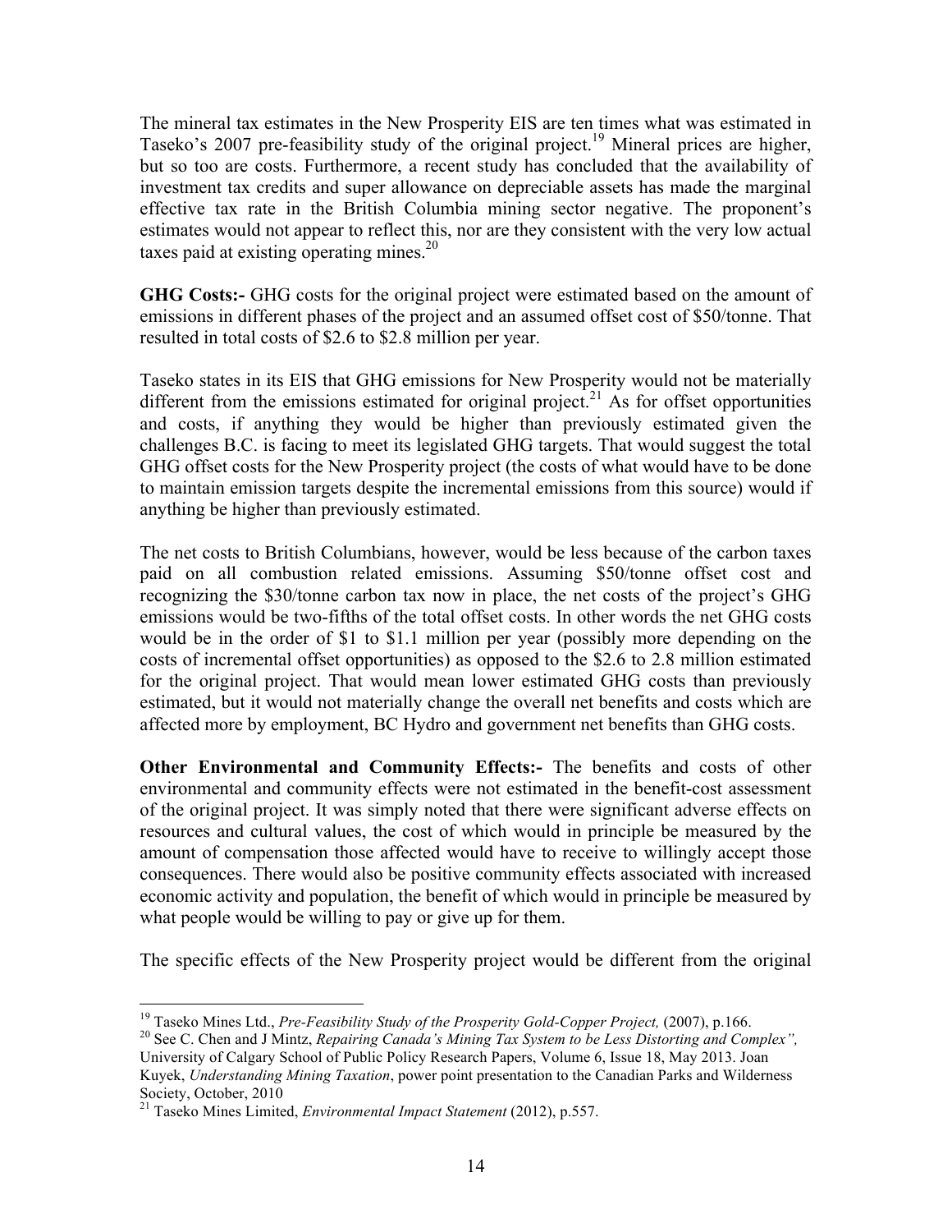The mineral tax estimates in the New Prosperity EIS are ten times what was estimated in Taseko's 2007 pre-feasibility study of the original project.[19] Mineral prices are higher, but so too are costs. Furthermore, a recent study has concluded that the availability of investment tax credits and super allowance on depreciable assets has made the marginal effective tax rate in the British Columbia mining sector negative. The proponent's estimates would not appear to reflect this, nor are they consistent with the very low actual taxes paid at existing operating mines.[20]

**GHG Costs:-** GHG costs for the original project were estimated based on the amount of emissions in different phases of the project and an assumed offset cost of $50/tonne. That resulted in total costs of $2.6 to $2.8 million per year.

Taseko states in its EIS that GHG emissions for New Prosperity would not be materially different from the emissions estimated for original project.[21] As for offset opportunities and costs, if anything they would be higher than previously estimated given the challenges B.C. is facing to meet its legislated GHG targets. That would suggest the total GHG offset costs for the New Prosperity project (the costs of what would have to be done to maintain emission targets despite the incremental emissions from this source) would if anything be higher than previously estimated.

The net costs to British Columbians, however, would be less because of the carbon taxes paid on all combustion related emissions. Assuming $50/tonne offset cost and recognizing the $30/tonne carbon tax now in place, the net costs of the project's GHG emissions would be two-fifths of the total offset costs. In other words the net GHG costs would be in the order of $1 to $1.1 million per year (possibly more depending on the costs of incremental offset opportunities) as opposed to the $2.6 to 2.8 million estimated for the original project. That would mean lower estimated GHG costs than previously estimated, but it would not materially change the overall net benefits and costs which are affected more by employment, BC Hydro and government net benefits than GHG costs.

**Other Environmental and Community Effects:-** The benefits and costs of other environmental and community effects were not estimated in the benefit-cost assessment of the original project. It was simply noted that there were significant adverse effects on resources and cultural values, the cost of which would in principle be measured by the amount of compensation those affected would have to receive to willingly accept those consequences. There would also be positive community effects associated with increased economic activity and population, the benefit of which would in principle be measured by what people would be willing to pay or give up for them.

The specific effects of the New Prosperity project would be different from the original

---

[19] Taseko Mines Ltd., *Pre-Feasibility Study of the Prosperity Gold-Copper Project,* (2007), p.166.

[20] See C. Chen and J Mintz, *Repairing Canada's Mining Tax System to be Less Distorting and Complex",* University of Calgary School of Public Policy Research Papers, Volume 6, Issue 18, May 2013. Joan Kuyek, *Understanding Mining Taxation*, power point presentation to the Canadian Parks and Wilderness Society, October, 2010

[21] Taseko Mines Limited, *Environmental Impact Statement* (2012), p.557.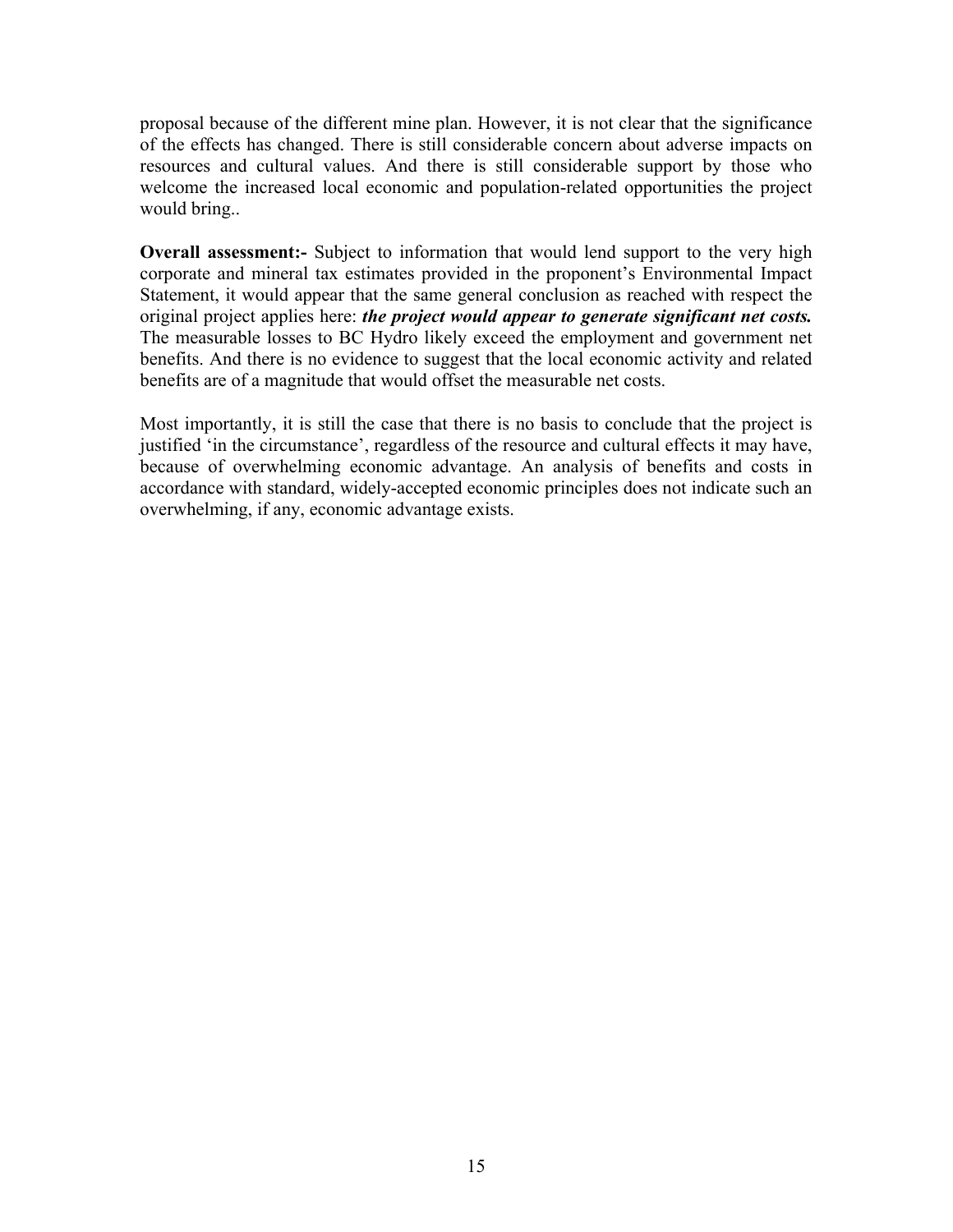proposal because of the different mine plan. However, it is not clear that the significance of the effects has changed. There is still considerable concern about adverse impacts on resources and cultural values. And there is still considerable support by those who welcome the increased local economic and population-related opportunities the project would bring..

**Overall assessment:-** Subject to information that would lend support to the very high corporate and mineral tax estimates provided in the proponent's Environmental Impact Statement, it would appear that the same general conclusion as reached with respect the original project applies here: ***the project would appear to generate significant net costs.*** The measurable losses to BC Hydro likely exceed the employment and government net benefits. And there is no evidence to suggest that the local economic activity and related benefits are of a magnitude that would offset the measurable net costs.

Most importantly, it is still the case that there is no basis to conclude that the project is justified 'in the circumstance', regardless of the resource and cultural effects it may have, because of overwhelming economic advantage. An analysis of benefits and costs in accordance with standard, widely-accepted economic principles does not indicate such an overwhelming, if any, economic advantage exists.